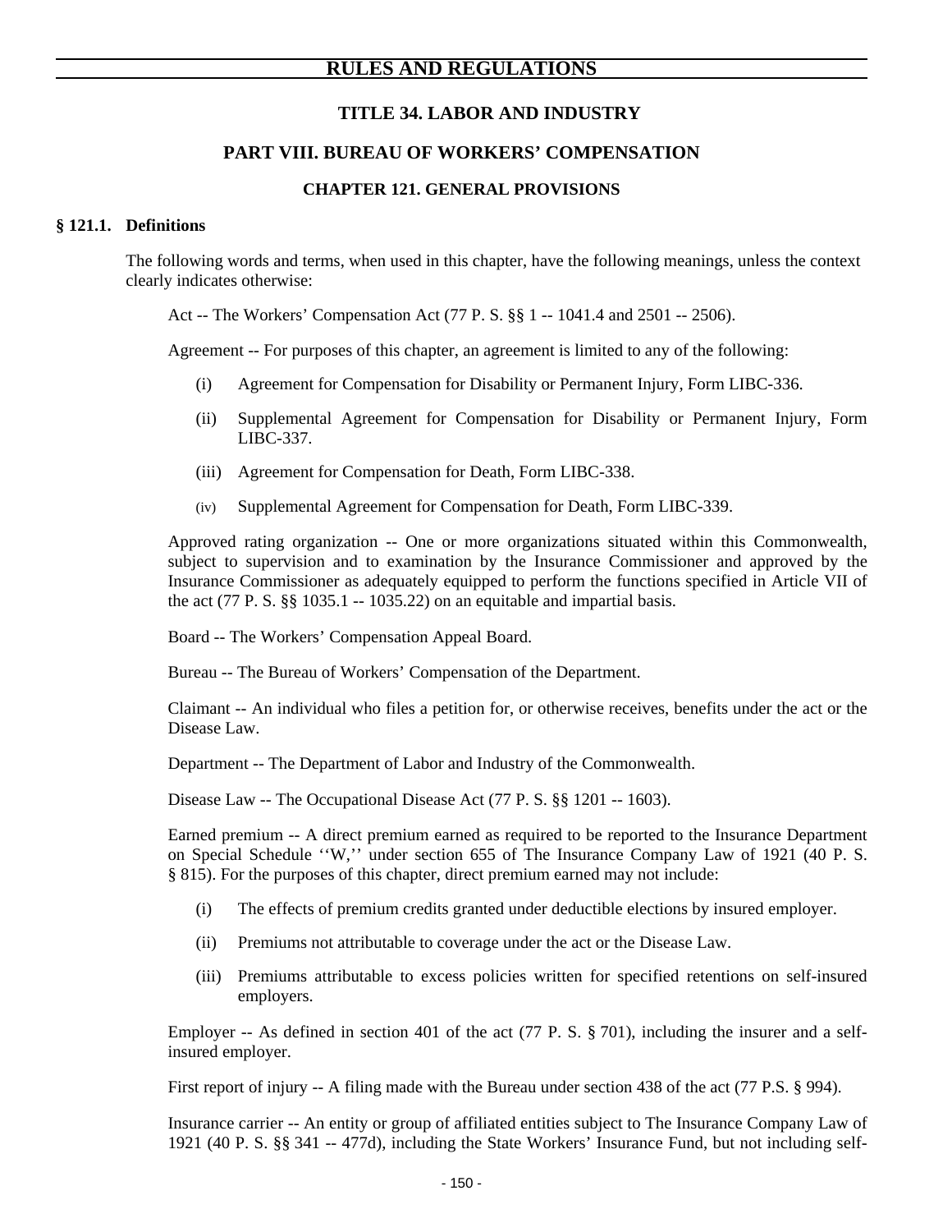# RULES AND REGULATIONS

## TITLE 34. LABOR AND INDUSTRY

## PART VIII. BUREAU OF WORKERS' COMPENSATION

### CHAPTER 121. GENERAL PROVISIONS

**§ 121.1. Definitions**

The following words and terms, when used in this chapter, have the following meanings, unless the context clearly indicates otherwise:

Act -- The Workers' Compensation Act (77 P. S. §§ 1 -- 1041.4 and 2501 -- 2506).

Agreement -- For purposes of this chapter, an agreement is limited to any of the following:

(i) Agreement for Compensation for Disability or Permanent Injury, Form LIBC-336.

(ii) Supplemental Agreement for Compensation for Disability or Permanent Injury, Form LIBC-337.

(iii) Agreement for Compensation for Death, Form LIBC-338.

(iv) Supplemental Agreement for Compensation for Death, Form LIBC-339.

Approved rating organization -- One or more organizations situated within this Commonwealth, subject to supervision and to examination by the Insurance Commissioner and approved by the Insurance Commissioner as adequately equipped to perform the functions specified in Article VII of the act (77 P. S. §§ 1035.1 -- 1035.22) on an equitable and impartial basis.

Board -- The Workers' Compensation Appeal Board.

Bureau -- The Bureau of Workers' Compensation of the Department.

Claimant -- An individual who files a petition for, or otherwise receives, benefits under the act or the Disease Law.

Department -- The Department of Labor and Industry of the Commonwealth.

Disease Law -- The Occupational Disease Act (77 P. S. §§ 1201 -- 1603).

Earned premium -- A direct premium earned as required to be reported to the Insurance Department on Special Schedule ''W,'' under section 655 of The Insurance Company Law of 1921 (40 P. S. § 815). For the purposes of this chapter, direct premium earned may not include:

(i) The effects of premium credits granted under deductible elections by insured employer.

(ii) Premiums not attributable to coverage under the act or the Disease Law.

(iii) Premiums attributable to excess policies written for specified retentions on self-insured employers.

Employer -- As defined in section 401 of the act (77 P. S. § 701), including the insurer and a self-insured employer.

First report of injury -- A filing made with the Bureau under section 438 of the act (77 P.S. § 994).

Insurance carrier -- An entity or group of affiliated entities subject to The Insurance Company Law of 1921 (40 P. S. §§ 341 -- 477d), including the State Workers' Insurance Fund, but not including self-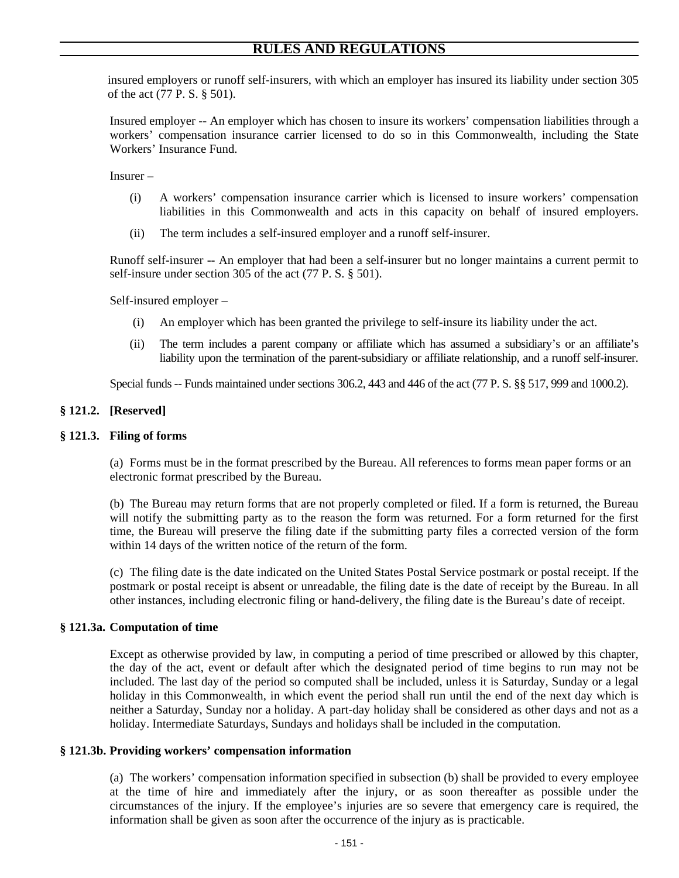insured employers or runoff self-insurers, with which an employer has insured its liability under section 305 of the act (77 P. S. § 501).

Insured employer -- An employer which has chosen to insure its workers' compensation liabilities through a workers' compensation insurance carrier licensed to do so in this Commonwealth, including the State Workers' Insurance Fund.

Insurer –

(i) A workers' compensation insurance carrier which is licensed to insure workers' compensation liabilities in this Commonwealth and acts in this capacity on behalf of insured employers.

(ii) The term includes a self-insured employer and a runoff self-insurer.

Runoff self-insurer -- An employer that had been a self-insurer but no longer maintains a current permit to self-insure under section 305 of the act (77 P. S. § 501).

Self-insured employer –

(i) An employer which has been granted the privilege to self-insure its liability under the act.

(ii) The term includes a parent company or affiliate which has assumed a subsidiary's or an affiliate's liability upon the termination of the parent-subsidiary or affiliate relationship, and a runoff self-insurer.

Special funds -- Funds maintained under sections 306.2, 443 and 446 of the act (77 P. S. §§ 517, 999 and 1000.2).

### § 121.2. [Reserved]

### § 121.3. Filing of forms

(a) Forms must be in the format prescribed by the Bureau. All references to forms mean paper forms or an electronic format prescribed by the Bureau.

(b) The Bureau may return forms that are not properly completed or filed. If a form is returned, the Bureau will notify the submitting party as to the reason the form was returned. For a form returned for the first time, the Bureau will preserve the filing date if the submitting party files a corrected version of the form within 14 days of the written notice of the return of the form.

(c) The filing date is the date indicated on the United States Postal Service postmark or postal receipt. If the postmark or postal receipt is absent or unreadable, the filing date is the date of receipt by the Bureau. In all other instances, including electronic filing or hand-delivery, the filing date is the Bureau's date of receipt.

### § 121.3a. Computation of time

Except as otherwise provided by law, in computing a period of time prescribed or allowed by this chapter, the day of the act, event or default after which the designated period of time begins to run may not be included. The last day of the period so computed shall be included, unless it is Saturday, Sunday or a legal holiday in this Commonwealth, in which event the period shall run until the end of the next day which is neither a Saturday, Sunday nor a holiday. A part-day holiday shall be considered as other days and not as a holiday. Intermediate Saturdays, Sundays and holidays shall be included in the computation.

### § 121.3b. Providing workers' compensation information

(a) The workers' compensation information specified in subsection (b) shall be provided to every employee at the time of hire and immediately after the injury, or as soon thereafter as possible under the circumstances of the injury. If the employee's injuries are so severe that emergency care is required, the information shall be given as soon after the occurrence of the injury as is practicable.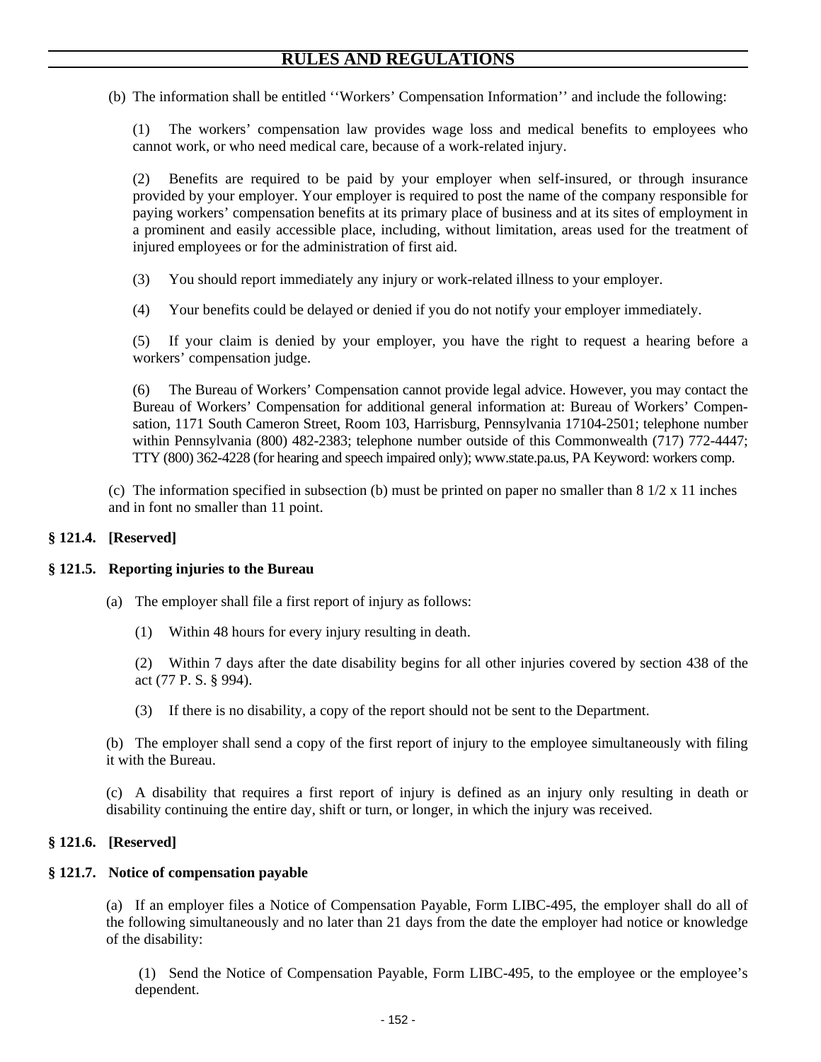(b) The information shall be entitled ''Workers' Compensation Information'' and include the following:

(1) The workers' compensation law provides wage loss and medical benefits to employees who cannot work, or who need medical care, because of a work-related injury.

(2) Benefits are required to be paid by your employer when self-insured, or through insurance provided by your employer. Your employer is required to post the name of the company responsible for paying workers' compensation benefits at its primary place of business and at its sites of employment in a prominent and easily accessible place, including, without limitation, areas used for the treatment of injured employees or for the administration of first aid.

(3) You should report immediately any injury or work-related illness to your employer.

(4) Your benefits could be delayed or denied if you do not notify your employer immediately.

(5) If your claim is denied by your employer, you have the right to request a hearing before a workers' compensation judge.

(6) The Bureau of Workers' Compensation cannot provide legal advice. However, you may contact the Bureau of Workers' Compensation for additional general information at: Bureau of Workers' Compensation, 1171 South Cameron Street, Room 103, Harrisburg, Pennsylvania 17104-2501; telephone number within Pennsylvania (800) 482-2383; telephone number outside of this Commonwealth (717) 772-4447; TTY (800) 362-4228 (for hearing and speech impaired only); www.state.pa.us, PA Keyword: workers comp.

(c) The information specified in subsection (b) must be printed on paper no smaller than 8 1/2 x 11 inches and in font no smaller than 11 point.

### § 121.4. [Reserved]

### § 121.5. Reporting injuries to the Bureau

(a) The employer shall file a first report of injury as follows:

(1) Within 48 hours for every injury resulting in death.

(2) Within 7 days after the date disability begins for all other injuries covered by section 438 of the act (77 P. S. § 994).

(3) If there is no disability, a copy of the report should not be sent to the Department.

(b) The employer shall send a copy of the first report of injury to the employee simultaneously with filing it with the Bureau.

(c) A disability that requires a first report of injury is defined as an injury only resulting in death or disability continuing the entire day, shift or turn, or longer, in which the injury was received.

### § 121.6. [Reserved]

### § 121.7. Notice of compensation payable

(a) If an employer files a Notice of Compensation Payable, Form LIBC-495, the employer shall do all of the following simultaneously and no later than 21 days from the date the employer had notice or knowledge of the disability:

(1) Send the Notice of Compensation Payable, Form LIBC-495, to the employee or the employee's dependent.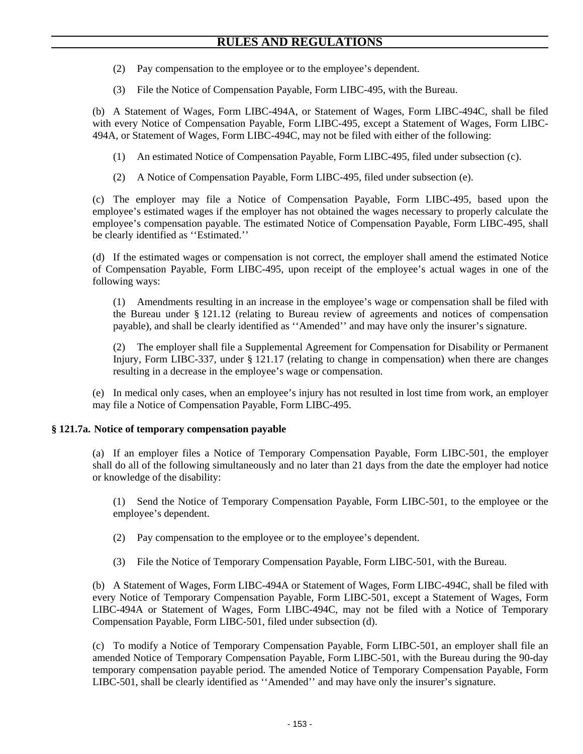(2) Pay compensation to the employee or to the employee's dependent.

(3) File the Notice of Compensation Payable, Form LIBC-495, with the Bureau.

(b) A Statement of Wages, Form LIBC-494A, or Statement of Wages, Form LIBC-494C, shall be filed with every Notice of Compensation Payable, Form LIBC-495, except a Statement of Wages, Form LIBC-494A, or Statement of Wages, Form LIBC-494C, may not be filed with either of the following:

(1) An estimated Notice of Compensation Payable, Form LIBC-495, filed under subsection (c).

(2) A Notice of Compensation Payable, Form LIBC-495, filed under subsection (e).

(c) The employer may file a Notice of Compensation Payable, Form LIBC-495, based upon the employee's estimated wages if the employer has not obtained the wages necessary to properly calculate the employee's compensation payable. The estimated Notice of Compensation Payable, Form LIBC-495, shall be clearly identified as ''Estimated.''

(d) If the estimated wages or compensation is not correct, the employer shall amend the estimated Notice of Compensation Payable, Form LIBC-495, upon receipt of the employee's actual wages in one of the following ways:

(1) Amendments resulting in an increase in the employee's wage or compensation shall be filed with the Bureau under § 121.12 (relating to Bureau review of agreements and notices of compensation payable), and shall be clearly identified as ''Amended'' and may have only the insurer's signature.

(2) The employer shall file a Supplemental Agreement for Compensation for Disability or Permanent Injury, Form LIBC-337, under § 121.17 (relating to change in compensation) when there are changes resulting in a decrease in the employee's wage or compensation.

(e) In medical only cases, when an employee's injury has not resulted in lost time from work, an employer may file a Notice of Compensation Payable, Form LIBC-495.

**§ 121.7a. Notice of temporary compensation payable**

(a) If an employer files a Notice of Temporary Compensation Payable, Form LIBC-501, the employer shall do all of the following simultaneously and no later than 21 days from the date the employer had notice or knowledge of the disability:

(1) Send the Notice of Temporary Compensation Payable, Form LIBC-501, to the employee or the employee's dependent.

(2) Pay compensation to the employee or to the employee's dependent.

(3) File the Notice of Temporary Compensation Payable, Form LIBC-501, with the Bureau.

(b) A Statement of Wages, Form LIBC-494A or Statement of Wages, Form LIBC-494C, shall be filed with every Notice of Temporary Compensation Payable, Form LIBC-501, except a Statement of Wages, Form LIBC-494A or Statement of Wages, Form LIBC-494C, may not be filed with a Notice of Temporary Compensation Payable, Form LIBC-501, filed under subsection (d).

(c) To modify a Notice of Temporary Compensation Payable, Form LIBC-501, an employer shall file an amended Notice of Temporary Compensation Payable, Form LIBC-501, with the Bureau during the 90-day temporary compensation payable period. The amended Notice of Temporary Compensation Payable, Form LIBC-501, shall be clearly identified as ''Amended'' and may have only the insurer's signature.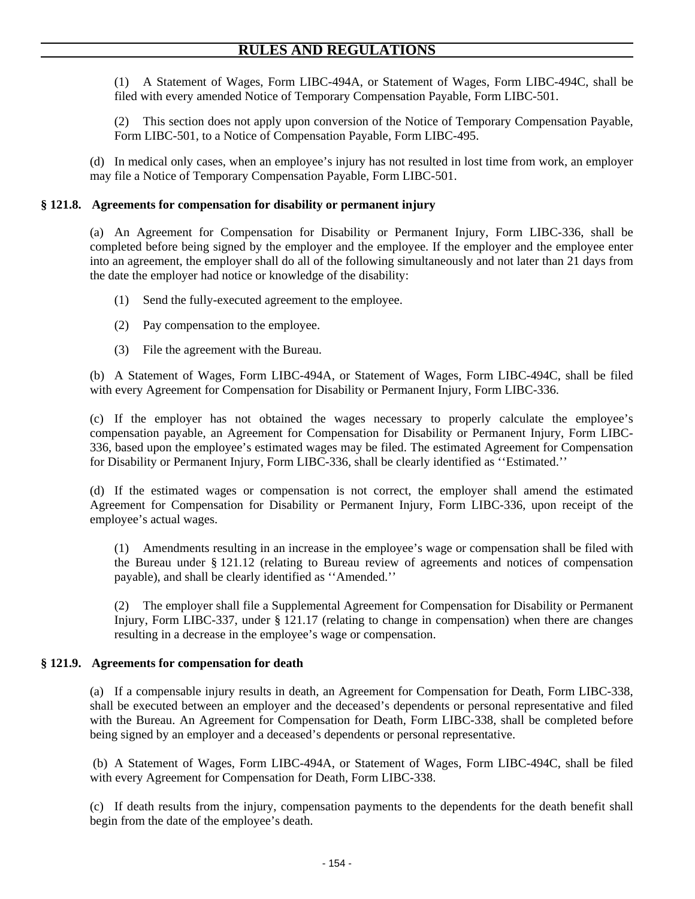(1) A Statement of Wages, Form LIBC-494A, or Statement of Wages, Form LIBC-494C, shall be filed with every amended Notice of Temporary Compensation Payable, Form LIBC-501.

(2) This section does not apply upon conversion of the Notice of Temporary Compensation Payable, Form LIBC-501, to a Notice of Compensation Payable, Form LIBC-495.

(d) In medical only cases, when an employee's injury has not resulted in lost time from work, an employer may file a Notice of Temporary Compensation Payable, Form LIBC-501.

### § 121.8. Agreements for compensation for disability or permanent injury

(a) An Agreement for Compensation for Disability or Permanent Injury, Form LIBC-336, shall be completed before being signed by the employer and the employee. If the employer and the employee enter into an agreement, the employer shall do all of the following simultaneously and not later than 21 days from the date the employer had notice or knowledge of the disability:

(1) Send the fully-executed agreement to the employee.

(2) Pay compensation to the employee.

(3) File the agreement with the Bureau.

(b) A Statement of Wages, Form LIBC-494A, or Statement of Wages, Form LIBC-494C, shall be filed with every Agreement for Compensation for Disability or Permanent Injury, Form LIBC-336.

(c) If the employer has not obtained the wages necessary to properly calculate the employee's compensation payable, an Agreement for Compensation for Disability or Permanent Injury, Form LIBC-336, based upon the employee's estimated wages may be filed. The estimated Agreement for Compensation for Disability or Permanent Injury, Form LIBC-336, shall be clearly identified as ''Estimated.''

(d) If the estimated wages or compensation is not correct, the employer shall amend the estimated Agreement for Compensation for Disability or Permanent Injury, Form LIBC-336, upon receipt of the employee's actual wages.

(1) Amendments resulting in an increase in the employee's wage or compensation shall be filed with the Bureau under § 121.12 (relating to Bureau review of agreements and notices of compensation payable), and shall be clearly identified as ''Amended.''

(2) The employer shall file a Supplemental Agreement for Compensation for Disability or Permanent Injury, Form LIBC-337, under § 121.17 (relating to change in compensation) when there are changes resulting in a decrease in the employee's wage or compensation.

### § 121.9. Agreements for compensation for death

(a) If a compensable injury results in death, an Agreement for Compensation for Death, Form LIBC-338, shall be executed between an employer and the deceased's dependents or personal representative and filed with the Bureau. An Agreement for Compensation for Death, Form LIBC-338, shall be completed before being signed by an employer and a deceased's dependents or personal representative.

(b) A Statement of Wages, Form LIBC-494A, or Statement of Wages, Form LIBC-494C, shall be filed with every Agreement for Compensation for Death, Form LIBC-338.

(c) If death results from the injury, compensation payments to the dependents for the death benefit shall begin from the date of the employee's death.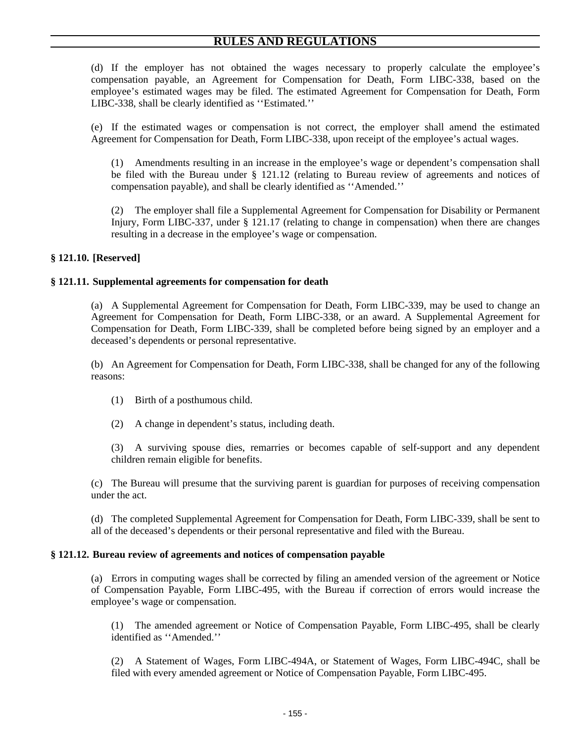(d) If the employer has not obtained the wages necessary to properly calculate the employee's compensation payable, an Agreement for Compensation for Death, Form LIBC-338, based on the employee's estimated wages may be filed. The estimated Agreement for Compensation for Death, Form LIBC-338, shall be clearly identified as ''Estimated.''

(e) If the estimated wages or compensation is not correct, the employer shall amend the estimated Agreement for Compensation for Death, Form LIBC-338, upon receipt of the employee's actual wages.

(1) Amendments resulting in an increase in the employee's wage or dependent's compensation shall be filed with the Bureau under § 121.12 (relating to Bureau review of agreements and notices of compensation payable), and shall be clearly identified as ''Amended.''

(2) The employer shall file a Supplemental Agreement for Compensation for Disability or Permanent Injury, Form LIBC-337, under § 121.17 (relating to change in compensation) when there are changes resulting in a decrease in the employee's wage or compensation.

### § 121.10. [Reserved]

### § 121.11. Supplemental agreements for compensation for death

(a) A Supplemental Agreement for Compensation for Death, Form LIBC-339, may be used to change an Agreement for Compensation for Death, Form LIBC-338, or an award. A Supplemental Agreement for Compensation for Death, Form LIBC-339, shall be completed before being signed by an employer and a deceased's dependents or personal representative.

(b) An Agreement for Compensation for Death, Form LIBC-338, shall be changed for any of the following reasons:

(1) Birth of a posthumous child.

(2) A change in dependent's status, including death.

(3) A surviving spouse dies, remarries or becomes capable of self-support and any dependent children remain eligible for benefits.

(c) The Bureau will presume that the surviving parent is guardian for purposes of receiving compensation under the act.

(d) The completed Supplemental Agreement for Compensation for Death, Form LIBC-339, shall be sent to all of the deceased's dependents or their personal representative and filed with the Bureau.

### § 121.12. Bureau review of agreements and notices of compensation payable

(a) Errors in computing wages shall be corrected by filing an amended version of the agreement or Notice of Compensation Payable, Form LIBC-495, with the Bureau if correction of errors would increase the employee's wage or compensation.

(1) The amended agreement or Notice of Compensation Payable, Form LIBC-495, shall be clearly identified as ''Amended.''

(2) A Statement of Wages, Form LIBC-494A, or Statement of Wages, Form LIBC-494C, shall be filed with every amended agreement or Notice of Compensation Payable, Form LIBC-495.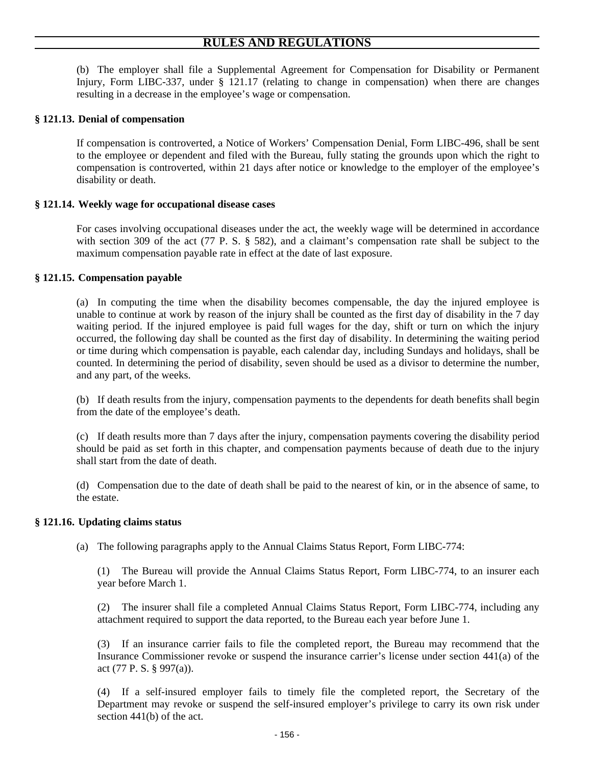(b) The employer shall file a Supplemental Agreement for Compensation for Disability or Permanent Injury, Form LIBC-337, under § 121.17 (relating to change in compensation) when there are changes resulting in a decrease in the employee's wage or compensation.

### § 121.13. Denial of compensation

If compensation is controverted, a Notice of Workers' Compensation Denial, Form LIBC-496, shall be sent to the employee or dependent and filed with the Bureau, fully stating the grounds upon which the right to compensation is controverted, within 21 days after notice or knowledge to the employer of the employee's disability or death.

### § 121.14. Weekly wage for occupational disease cases

For cases involving occupational diseases under the act, the weekly wage will be determined in accordance with section 309 of the act (77 P. S. § 582), and a claimant's compensation rate shall be subject to the maximum compensation payable rate in effect at the date of last exposure.

### § 121.15. Compensation payable

(a) In computing the time when the disability becomes compensable, the day the injured employee is unable to continue at work by reason of the injury shall be counted as the first day of disability in the 7 day waiting period. If the injured employee is paid full wages for the day, shift or turn on which the injury occurred, the following day shall be counted as the first day of disability. In determining the waiting period or time during which compensation is payable, each calendar day, including Sundays and holidays, shall be counted. In determining the period of disability, seven should be used as a divisor to determine the number, and any part, of the weeks.

(b) If death results from the injury, compensation payments to the dependents for death benefits shall begin from the date of the employee's death.

(c) If death results more than 7 days after the injury, compensation payments covering the disability period should be paid as set forth in this chapter, and compensation payments because of death due to the injury shall start from the date of death.

(d) Compensation due to the date of death shall be paid to the nearest of kin, or in the absence of same, to the estate.

### § 121.16. Updating claims status

(a) The following paragraphs apply to the Annual Claims Status Report, Form LIBC-774:

(1) The Bureau will provide the Annual Claims Status Report, Form LIBC-774, to an insurer each year before March 1.

(2) The insurer shall file a completed Annual Claims Status Report, Form LIBC-774, including any attachment required to support the data reported, to the Bureau each year before June 1.

(3) If an insurance carrier fails to file the completed report, the Bureau may recommend that the Insurance Commissioner revoke or suspend the insurance carrier's license under section 441(a) of the act (77 P. S. § 997(a)).

(4) If a self-insured employer fails to timely file the completed report, the Secretary of the Department may revoke or suspend the self-insured employer's privilege to carry its own risk under section 441(b) of the act.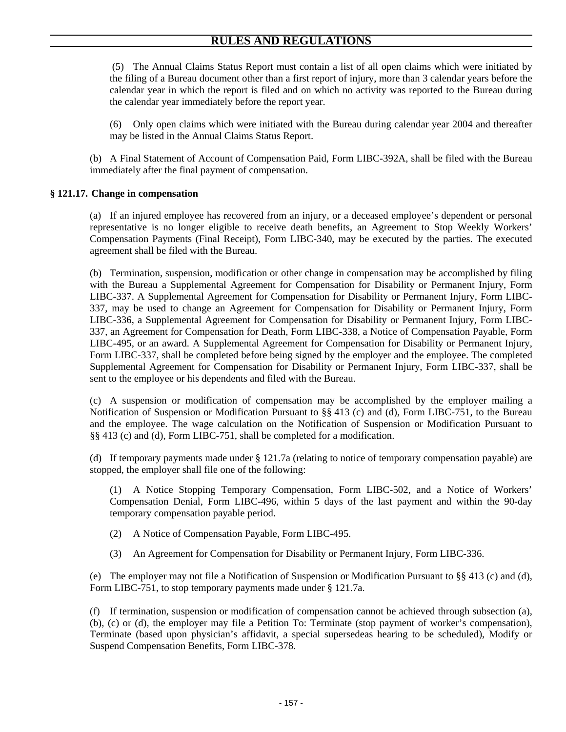(5) The Annual Claims Status Report must contain a list of all open claims which were initiated by the filing of a Bureau document other than a first report of injury, more than 3 calendar years before the calendar year in which the report is filed and on which no activity was reported to the Bureau during the calendar year immediately before the report year.

(6) Only open claims which were initiated with the Bureau during calendar year 2004 and thereafter may be listed in the Annual Claims Status Report.

(b) A Final Statement of Account of Compensation Paid, Form LIBC-392A, shall be filed with the Bureau immediately after the final payment of compensation.

### § 121.17. Change in compensation

(a) If an injured employee has recovered from an injury, or a deceased employee's dependent or personal representative is no longer eligible to receive death benefits, an Agreement to Stop Weekly Workers' Compensation Payments (Final Receipt), Form LIBC-340, may be executed by the parties. The executed agreement shall be filed with the Bureau.

(b) Termination, suspension, modification or other change in compensation may be accomplished by filing with the Bureau a Supplemental Agreement for Compensation for Disability or Permanent Injury, Form LIBC-337. A Supplemental Agreement for Compensation for Disability or Permanent Injury, Form LIBC-337, may be used to change an Agreement for Compensation for Disability or Permanent Injury, Form LIBC-336, a Supplemental Agreement for Compensation for Disability or Permanent Injury, Form LIBC-337, an Agreement for Compensation for Death, Form LIBC-338, a Notice of Compensation Payable, Form LIBC-495, or an award. A Supplemental Agreement for Compensation for Disability or Permanent Injury, Form LIBC-337, shall be completed before being signed by the employer and the employee. The completed Supplemental Agreement for Compensation for Disability or Permanent Injury, Form LIBC-337, shall be sent to the employee or his dependents and filed with the Bureau.

(c) A suspension or modification of compensation may be accomplished by the employer mailing a Notification of Suspension or Modification Pursuant to §§ 413 (c) and (d), Form LIBC-751, to the Bureau and the employee. The wage calculation on the Notification of Suspension or Modification Pursuant to §§ 413 (c) and (d), Form LIBC-751, shall be completed for a modification.

(d) If temporary payments made under § 121.7a (relating to notice of temporary compensation payable) are stopped, the employer shall file one of the following:

(1) A Notice Stopping Temporary Compensation, Form LIBC-502, and a Notice of Workers' Compensation Denial, Form LIBC-496, within 5 days of the last payment and within the 90-day temporary compensation payable period.

(2) A Notice of Compensation Payable, Form LIBC-495.

(3) An Agreement for Compensation for Disability or Permanent Injury, Form LIBC-336.

(e) The employer may not file a Notification of Suspension or Modification Pursuant to §§ 413 (c) and (d), Form LIBC-751, to stop temporary payments made under § 121.7a.

(f) If termination, suspension or modification of compensation cannot be achieved through subsection (a), (b), (c) or (d), the employer may file a Petition To: Terminate (stop payment of worker's compensation), Terminate (based upon physician's affidavit, a special supersedeas hearing to be scheduled), Modify or Suspend Compensation Benefits, Form LIBC-378.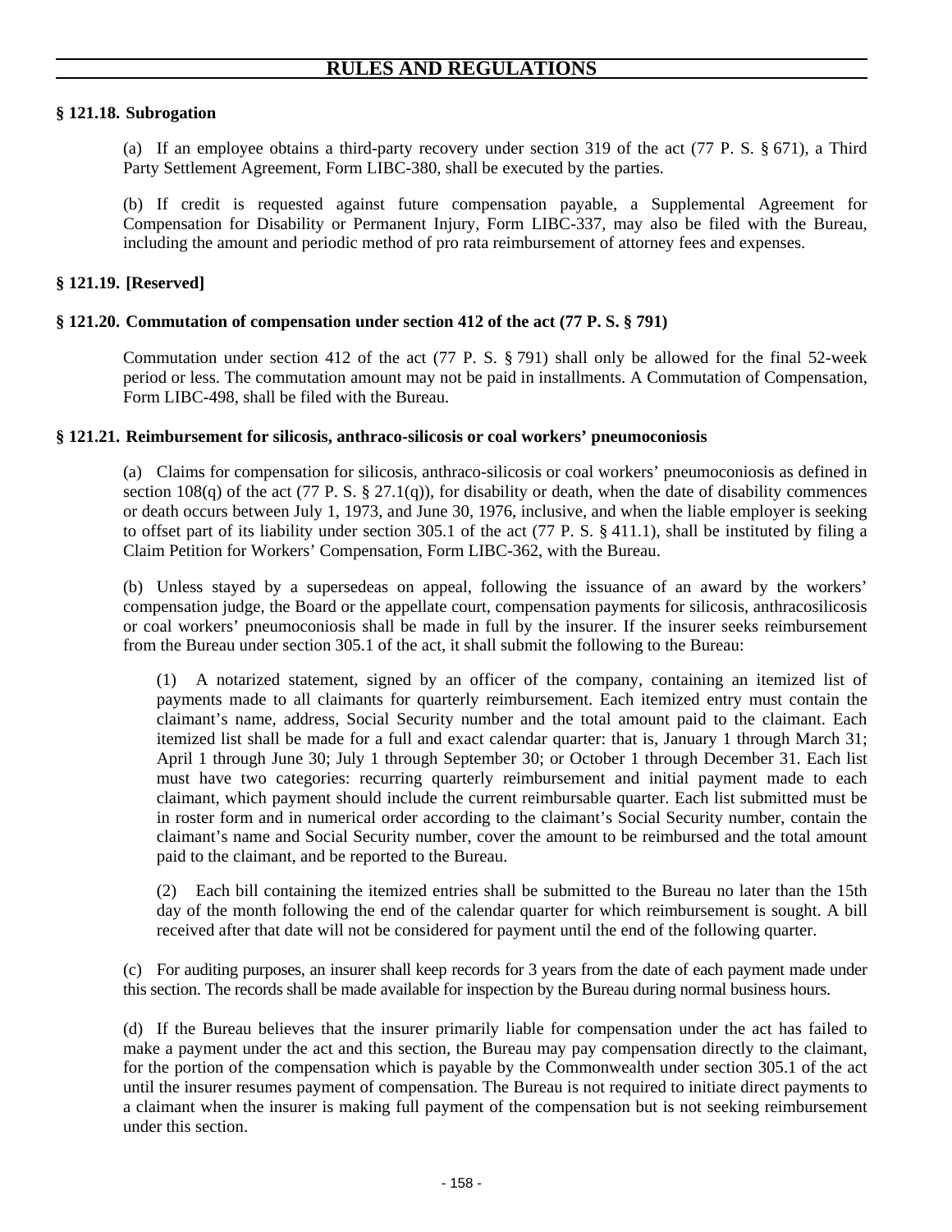### § 121.18. Subrogation

(a) If an employee obtains a third-party recovery under section 319 of the act (77 P. S. § 671), a Third Party Settlement Agreement, Form LIBC-380, shall be executed by the parties.

(b) If credit is requested against future compensation payable, a Supplemental Agreement for Compensation for Disability or Permanent Injury, Form LIBC-337, may also be filed with the Bureau, including the amount and periodic method of pro rata reimbursement of attorney fees and expenses.

### § 121.19. [Reserved]

### § 121.20. Commutation of compensation under section 412 of the act (77 P. S. § 791)

Commutation under section 412 of the act (77 P. S. § 791) shall only be allowed for the final 52-week period or less. The commutation amount may not be paid in installments. A Commutation of Compensation, Form LIBC-498, shall be filed with the Bureau.

### § 121.21. Reimbursement for silicosis, anthraco-silicosis or coal workers' pneumoconiosis

(a) Claims for compensation for silicosis, anthraco-silicosis or coal workers' pneumoconiosis as defined in section 108(q) of the act (77 P. S. § 27.1(q)), for disability or death, when the date of disability commences or death occurs between July 1, 1973, and June 30, 1976, inclusive, and when the liable employer is seeking to offset part of its liability under section 305.1 of the act (77 P. S. § 411.1), shall be instituted by filing a Claim Petition for Workers' Compensation, Form LIBC-362, with the Bureau.

(b) Unless stayed by a supersedeas on appeal, following the issuance of an award by the workers' compensation judge, the Board or the appellate court, compensation payments for silicosis, anthracosilicosis or coal workers' pneumoconiosis shall be made in full by the insurer. If the insurer seeks reimbursement from the Bureau under section 305.1 of the act, it shall submit the following to the Bureau:

(1) A notarized statement, signed by an officer of the company, containing an itemized list of payments made to all claimants for quarterly reimbursement. Each itemized entry must contain the claimant's name, address, Social Security number and the total amount paid to the claimant. Each itemized list shall be made for a full and exact calendar quarter: that is, January 1 through March 31; April 1 through June 30; July 1 through September 30; or October 1 through December 31. Each list must have two categories: recurring quarterly reimbursement and initial payment made to each claimant, which payment should include the current reimbursable quarter. Each list submitted must be in roster form and in numerical order according to the claimant's Social Security number, contain the claimant's name and Social Security number, cover the amount to be reimbursed and the total amount paid to the claimant, and be reported to the Bureau.

(2) Each bill containing the itemized entries shall be submitted to the Bureau no later than the 15th day of the month following the end of the calendar quarter for which reimbursement is sought. A bill received after that date will not be considered for payment until the end of the following quarter.

(c) For auditing purposes, an insurer shall keep records for 3 years from the date of each payment made under this section. The records shall be made available for inspection by the Bureau during normal business hours.

(d) If the Bureau believes that the insurer primarily liable for compensation under the act has failed to make a payment under the act and this section, the Bureau may pay compensation directly to the claimant, for the portion of the compensation which is payable by the Commonwealth under section 305.1 of the act until the insurer resumes payment of compensation. The Bureau is not required to initiate direct payments to a claimant when the insurer is making full payment of the compensation but is not seeking reimbursement under this section.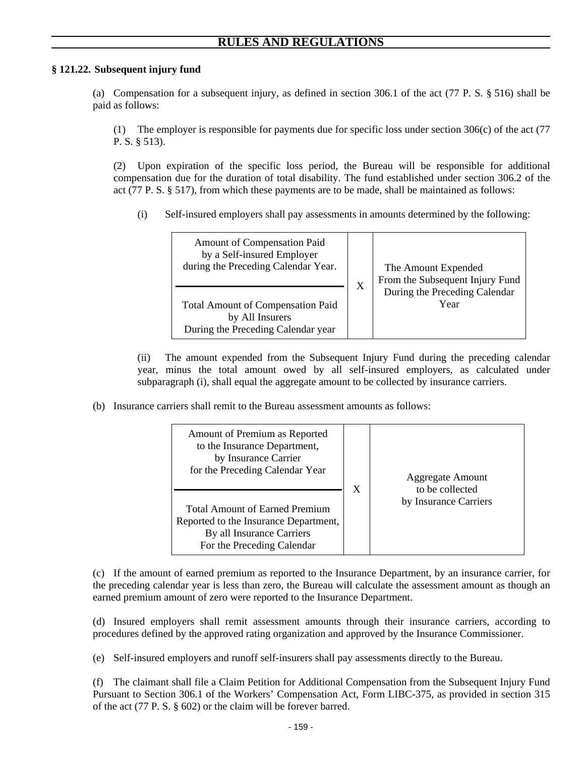## RULES AND REGULATIONS

### § 121.22. Subsequent injury fund

(a) Compensation for a subsequent injury, as defined in section 306.1 of the act (77 P. S. § 516) shall be paid as follows:

(1) The employer is responsible for payments due for specific loss under section 306(c) of the act (77 P. S. § 513).

(2) Upon expiration of the specific loss period, the Bureau will be responsible for additional compensation due for the duration of total disability. The fund established under section 306.2 of the act (77 P. S. § 517), from which these payments are to be made, shall be maintained as follows:

(i) Self-insured employers shall pay assessments in amounts determined by the following:

$$\frac{\text{Amount of Compensation Paid by a Self-insured Employer during the Preceding Calendar Year.}}{\text{Total Amount of Compensation Paid by All Insurers During the Preceding Calendar year}} \times \text{The Amount Expended From the Subsequent Injury Fund During the Preceding Calendar Year}$$

(ii) The amount expended from the Subsequent Injury Fund during the preceding calendar year, minus the total amount owed by all self-insured employers, as calculated under subparagraph (i), shall equal the aggregate amount to be collected by insurance carriers.

(b) Insurance carriers shall remit to the Bureau assessment amounts as follows:

$$\frac{\text{Amount of Premium as Reported to the Insurance Department, by Insurance Carrier for the Preceding Calendar Year}}{\text{Total Amount of Earned Premium Reported to the Insurance Department, By all Insurance Carriers For the Preceding Calendar}} \times \text{Aggregate Amount to be collected by Insurance Carriers}$$

(c) If the amount of earned premium as reported to the Insurance Department, by an insurance carrier, for the preceding calendar year is less than zero, the Bureau will calculate the assessment amount as though an earned premium amount of zero were reported to the Insurance Department.

(d) Insured employers shall remit assessment amounts through their insurance carriers, according to procedures defined by the approved rating organization and approved by the Insurance Commissioner.

(e) Self-insured employers and runoff self-insurers shall pay assessments directly to the Bureau.

(f) The claimant shall file a Claim Petition for Additional Compensation from the Subsequent Injury Fund Pursuant to Section 306.1 of the Workers' Compensation Act, Form LIBC-375, as provided in section 315 of the act (77 P. S. § 602) or the claim will be forever barred.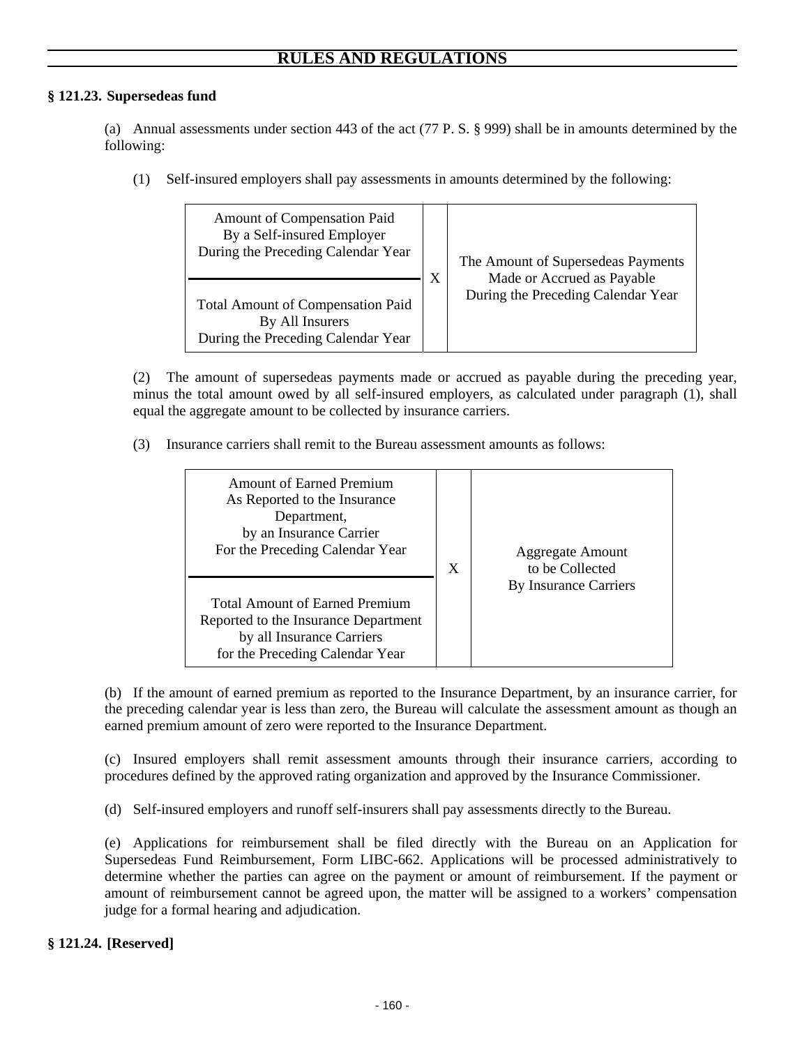## RULES AND REGULATIONS

### § 121.23. Supersedeas fund

(a) Annual assessments under section 443 of the act (77 P. S. § 999) shall be in amounts determined by the following:

(1) Self-insured employers shall pay assessments in amounts determined by the following:

$$\frac{\text{Amount of Compensation Paid By a Self-insured Employer During the Preceding Calendar Year}}{\text{Total Amount of Compensation Paid By All Insurers During the Preceding Calendar Year}} \times \text{The Amount of Supersedeas Payments Made or Accrued as Payable During the Preceding Calendar Year}$$

(2) The amount of supersedeas payments made or accrued as payable during the preceding year, minus the total amount owed by all self-insured employers, as calculated under paragraph (1), shall equal the aggregate amount to be collected by insurance carriers.

(3) Insurance carriers shall remit to the Bureau assessment amounts as follows:

$$\frac{\text{Amount of Earned Premium As Reported to the Insurance Department, by an Insurance Carrier For the Preceding Calendar Year}}{\text{Total Amount of Earned Premium Reported to the Insurance Department by all Insurance Carriers for the Preceding Calendar Year}} \times \text{Aggregate Amount to be Collected By Insurance Carriers}$$

(b) If the amount of earned premium as reported to the Insurance Department, by an insurance carrier, for the preceding calendar year is less than zero, the Bureau will calculate the assessment amount as though an earned premium amount of zero were reported to the Insurance Department.

(c) Insured employers shall remit assessment amounts through their insurance carriers, according to procedures defined by the approved rating organization and approved by the Insurance Commissioner.

(d) Self-insured employers and runoff self-insurers shall pay assessments directly to the Bureau.

(e) Applications for reimbursement shall be filed directly with the Bureau on an Application for Supersedeas Fund Reimbursement, Form LIBC-662. Applications will be processed administratively to determine whether the parties can agree on the payment or amount of reimbursement. If the payment or amount of reimbursement cannot be agreed upon, the matter will be assigned to a workers' compensation judge for a formal hearing and adjudication.

### § 121.24. [Reserved]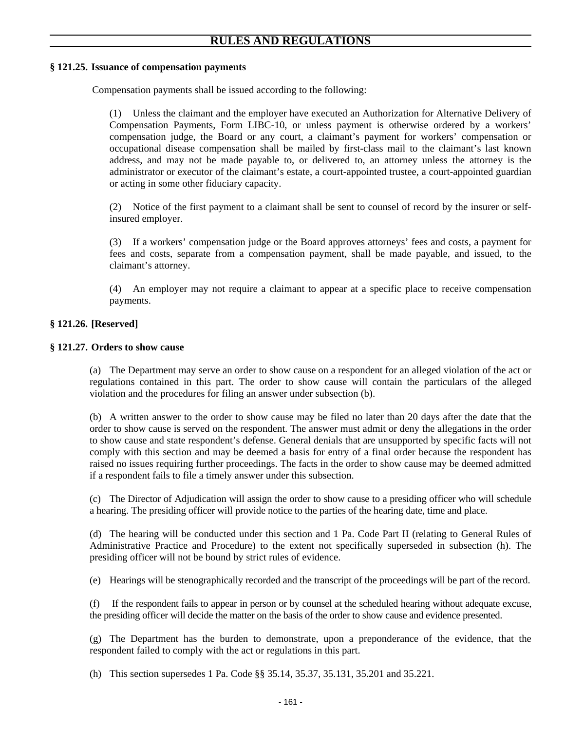## § 121.25. Issuance of compensation payments

Compensation payments shall be issued according to the following:

(1) Unless the claimant and the employer have executed an Authorization for Alternative Delivery of Compensation Payments, Form LIBC-10, or unless payment is otherwise ordered by a workers' compensation judge, the Board or any court, a claimant's payment for workers' compensation or occupational disease compensation shall be mailed by first-class mail to the claimant's last known address, and may not be made payable to, or delivered to, an attorney unless the attorney is the administrator or executor of the claimant's estate, a court-appointed trustee, a court-appointed guardian or acting in some other fiduciary capacity.

(2) Notice of the first payment to a claimant shall be sent to counsel of record by the insurer or self-insured employer.

(3) If a workers' compensation judge or the Board approves attorneys' fees and costs, a payment for fees and costs, separate from a compensation payment, shall be made payable, and issued, to the claimant's attorney.

(4) An employer may not require a claimant to appear at a specific place to receive compensation payments.

## § 121.26. [Reserved]

## § 121.27. Orders to show cause

(a) The Department may serve an order to show cause on a respondent for an alleged violation of the act or regulations contained in this part. The order to show cause will contain the particulars of the alleged violation and the procedures for filing an answer under subsection (b).

(b) A written answer to the order to show cause may be filed no later than 20 days after the date that the order to show cause is served on the respondent. The answer must admit or deny the allegations in the order to show cause and state respondent's defense. General denials that are unsupported by specific facts will not comply with this section and may be deemed a basis for entry of a final order because the respondent has raised no issues requiring further proceedings. The facts in the order to show cause may be deemed admitted if a respondent fails to file a timely answer under this subsection.

(c) The Director of Adjudication will assign the order to show cause to a presiding officer who will schedule a hearing. The presiding officer will provide notice to the parties of the hearing date, time and place.

(d) The hearing will be conducted under this section and 1 Pa. Code Part II (relating to General Rules of Administrative Practice and Procedure) to the extent not specifically superseded in subsection (h). The presiding officer will not be bound by strict rules of evidence.

(e) Hearings will be stenographically recorded and the transcript of the proceedings will be part of the record.

(f) If the respondent fails to appear in person or by counsel at the scheduled hearing without adequate excuse, the presiding officer will decide the matter on the basis of the order to show cause and evidence presented.

(g) The Department has the burden to demonstrate, upon a preponderance of the evidence, that the respondent failed to comply with the act or regulations in this part.

(h) This section supersedes 1 Pa. Code §§ 35.14, 35.37, 35.131, 35.201 and 35.221.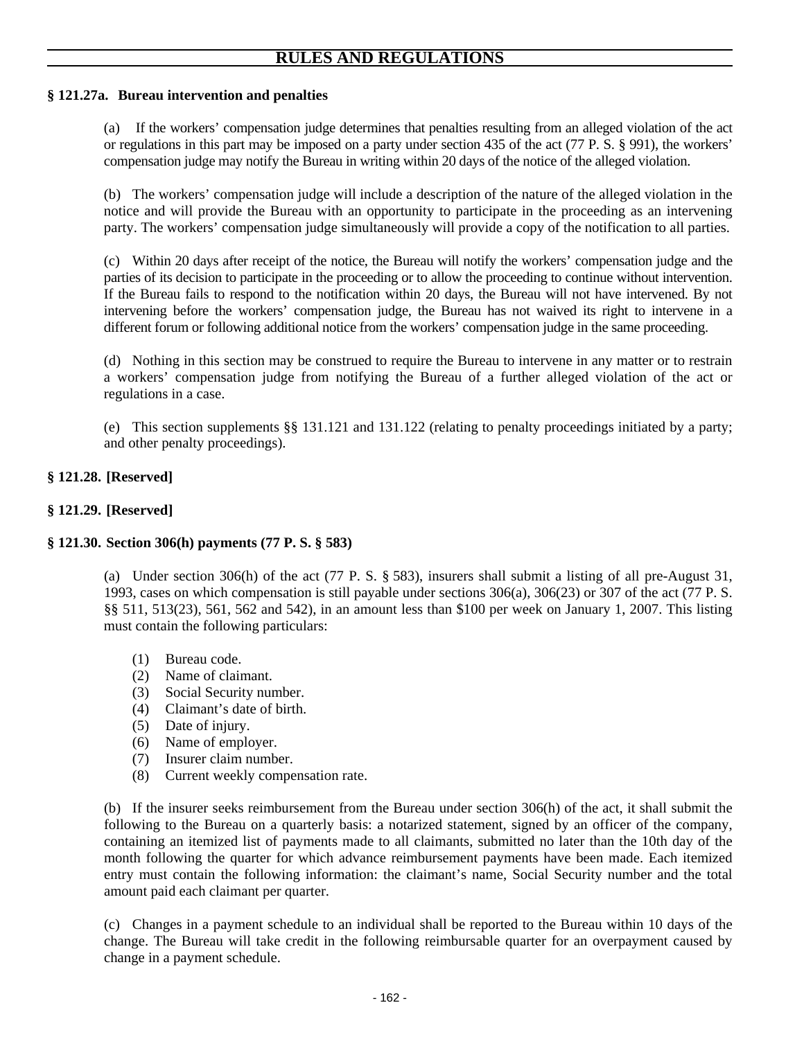### § 121.27a. Bureau intervention and penalties

(a) If the workers' compensation judge determines that penalties resulting from an alleged violation of the act or regulations in this part may be imposed on a party under section 435 of the act (77 P. S. § 991), the workers' compensation judge may notify the Bureau in writing within 20 days of the notice of the alleged violation.

(b) The workers' compensation judge will include a description of the nature of the alleged violation in the notice and will provide the Bureau with an opportunity to participate in the proceeding as an intervening party. The workers' compensation judge simultaneously will provide a copy of the notification to all parties.

(c) Within 20 days after receipt of the notice, the Bureau will notify the workers' compensation judge and the parties of its decision to participate in the proceeding or to allow the proceeding to continue without intervention. If the Bureau fails to respond to the notification within 20 days, the Bureau will not have intervened. By not intervening before the workers' compensation judge, the Bureau has not waived its right to intervene in a different forum or following additional notice from the workers' compensation judge in the same proceeding.

(d) Nothing in this section may be construed to require the Bureau to intervene in any matter or to restrain a workers' compensation judge from notifying the Bureau of a further alleged violation of the act or regulations in a case.

(e) This section supplements §§ 131.121 and 131.122 (relating to penalty proceedings initiated by a party; and other penalty proceedings).

### § 121.28. [Reserved]

### § 121.29. [Reserved]

### § 121.30. Section 306(h) payments (77 P. S. § 583)

(a) Under section 306(h) of the act (77 P. S. § 583), insurers shall submit a listing of all pre-August 31, 1993, cases on which compensation is still payable under sections 306(a), 306(23) or 307 of the act (77 P. S. §§ 511, 513(23), 561, 562 and 542), in an amount less than $100 per week on January 1, 2007. This listing must contain the following particulars:

(1) Bureau code.
(2) Name of claimant.
(3) Social Security number.
(4) Claimant's date of birth.
(5) Date of injury.
(6) Name of employer.
(7) Insurer claim number.
(8) Current weekly compensation rate.

(b) If the insurer seeks reimbursement from the Bureau under section 306(h) of the act, it shall submit the following to the Bureau on a quarterly basis: a notarized statement, signed by an officer of the company, containing an itemized list of payments made to all claimants, submitted no later than the 10th day of the month following the quarter for which advance reimbursement payments have been made. Each itemized entry must contain the following information: the claimant's name, Social Security number and the total amount paid each claimant per quarter.

(c) Changes in a payment schedule to an individual shall be reported to the Bureau within 10 days of the change. The Bureau will take credit in the following reimbursable quarter for an overpayment caused by change in a payment schedule.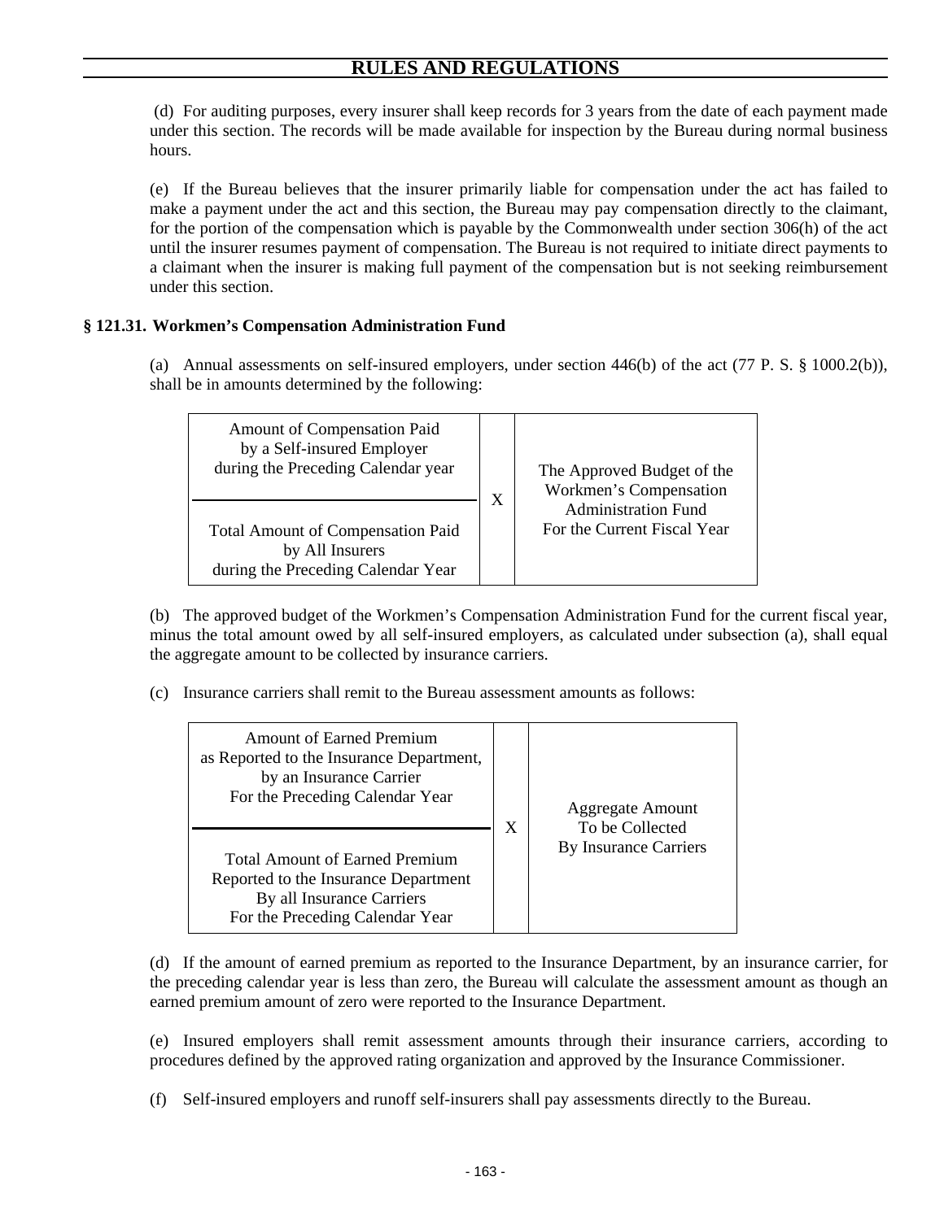(d) For auditing purposes, every insurer shall keep records for 3 years from the date of each payment made under this section. The records will be made available for inspection by the Bureau during normal business hours.

(e) If the Bureau believes that the insurer primarily liable for compensation under the act has failed to make a payment under the act and this section, the Bureau may pay compensation directly to the claimant, for the portion of the compensation which is payable by the Commonwealth under section 306(h) of the act until the insurer resumes payment of compensation. The Bureau is not required to initiate direct payments to a claimant when the insurer is making full payment of the compensation but is not seeking reimbursement under this section.

### § 121.31. Workmen's Compensation Administration Fund

(a) Annual assessments on self-insured employers, under section 446(b) of the act (77 P. S. § 1000.2(b)), shall be in amounts determined by the following:

$$\frac{\text{Amount of Compensation Paid by a Self-insured Employer during the Preceding Calendar year}}{\text{Total Amount of Compensation Paid by All Insurers during the Preceding Calendar Year}} \times \text{The Approved Budget of the Workmen's Compensation Administration Fund For the Current Fiscal Year}$$

(b) The approved budget of the Workmen's Compensation Administration Fund for the current fiscal year, minus the total amount owed by all self-insured employers, as calculated under subsection (a), shall equal the aggregate amount to be collected by insurance carriers.

(c) Insurance carriers shall remit to the Bureau assessment amounts as follows:

$$\frac{\text{Amount of Earned Premium as Reported to the Insurance Department, by an Insurance Carrier For the Preceding Calendar Year}}{\text{Total Amount of Earned Premium Reported to the Insurance Department By all Insurance Carriers For the Preceding Calendar Year}} \times \text{Aggregate Amount To be Collected By Insurance Carriers}$$

(d) If the amount of earned premium as reported to the Insurance Department, by an insurance carrier, for the preceding calendar year is less than zero, the Bureau will calculate the assessment amount as though an earned premium amount of zero were reported to the Insurance Department.

(e) Insured employers shall remit assessment amounts through their insurance carriers, according to procedures defined by the approved rating organization and approved by the Insurance Commissioner.

(f) Self-insured employers and runoff self-insurers shall pay assessments directly to the Bureau.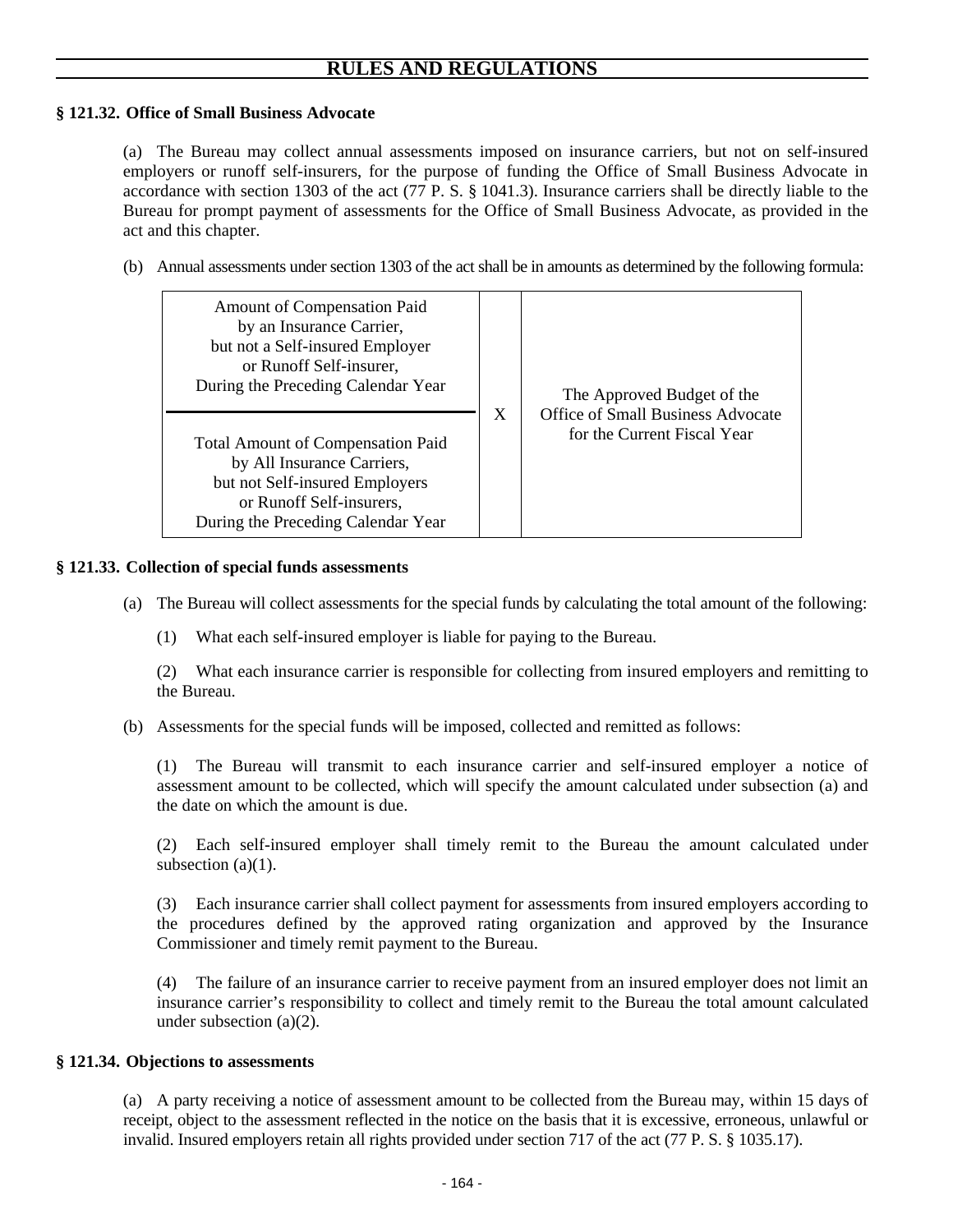### § 121.32. Office of Small Business Advocate

(a) The Bureau may collect annual assessments imposed on insurance carriers, but not on self-insured employers or runoff self-insurers, for the purpose of funding the Office of Small Business Advocate in accordance with section 1303 of the act (77 P. S. § 1041.3). Insurance carriers shall be directly liable to the Bureau for prompt payment of assessments for the Office of Small Business Advocate, as provided in the act and this chapter.

(b) Annual assessments under section 1303 of the act shall be in amounts as determined by the following formula:

$$\frac{\text{Amount of Compensation Paid by an Insurance Carrier, but not a Self-insured Employer or Runoff Self-insurer, During the Preceding Calendar Year}}{\text{Total Amount of Compensation Paid by All Insurance Carriers, but not Self-insured Employers or Runoff Self-insurers, During the Preceding Calendar Year}} \times \text{The Approved Budget of the Office of Small Business Advocate for the Current Fiscal Year}$$

### § 121.33. Collection of special funds assessments

(a) The Bureau will collect assessments for the special funds by calculating the total amount of the following:

(1) What each self-insured employer is liable for paying to the Bureau.

(2) What each insurance carrier is responsible for collecting from insured employers and remitting to the Bureau.

(b) Assessments for the special funds will be imposed, collected and remitted as follows:

(1) The Bureau will transmit to each insurance carrier and self-insured employer a notice of assessment amount to be collected, which will specify the amount calculated under subsection (a) and the date on which the amount is due.

(2) Each self-insured employer shall timely remit to the Bureau the amount calculated under subsection (a)(1).

(3) Each insurance carrier shall collect payment for assessments from insured employers according to the procedures defined by the approved rating organization and approved by the Insurance Commissioner and timely remit payment to the Bureau.

(4) The failure of an insurance carrier to receive payment from an insured employer does not limit an insurance carrier's responsibility to collect and timely remit to the Bureau the total amount calculated under subsection (a)(2).

### § 121.34. Objections to assessments

(a) A party receiving a notice of assessment amount to be collected from the Bureau may, within 15 days of receipt, object to the assessment reflected in the notice on the basis that it is excessive, erroneous, unlawful or invalid. Insured employers retain all rights provided under section 717 of the act (77 P. S. § 1035.17).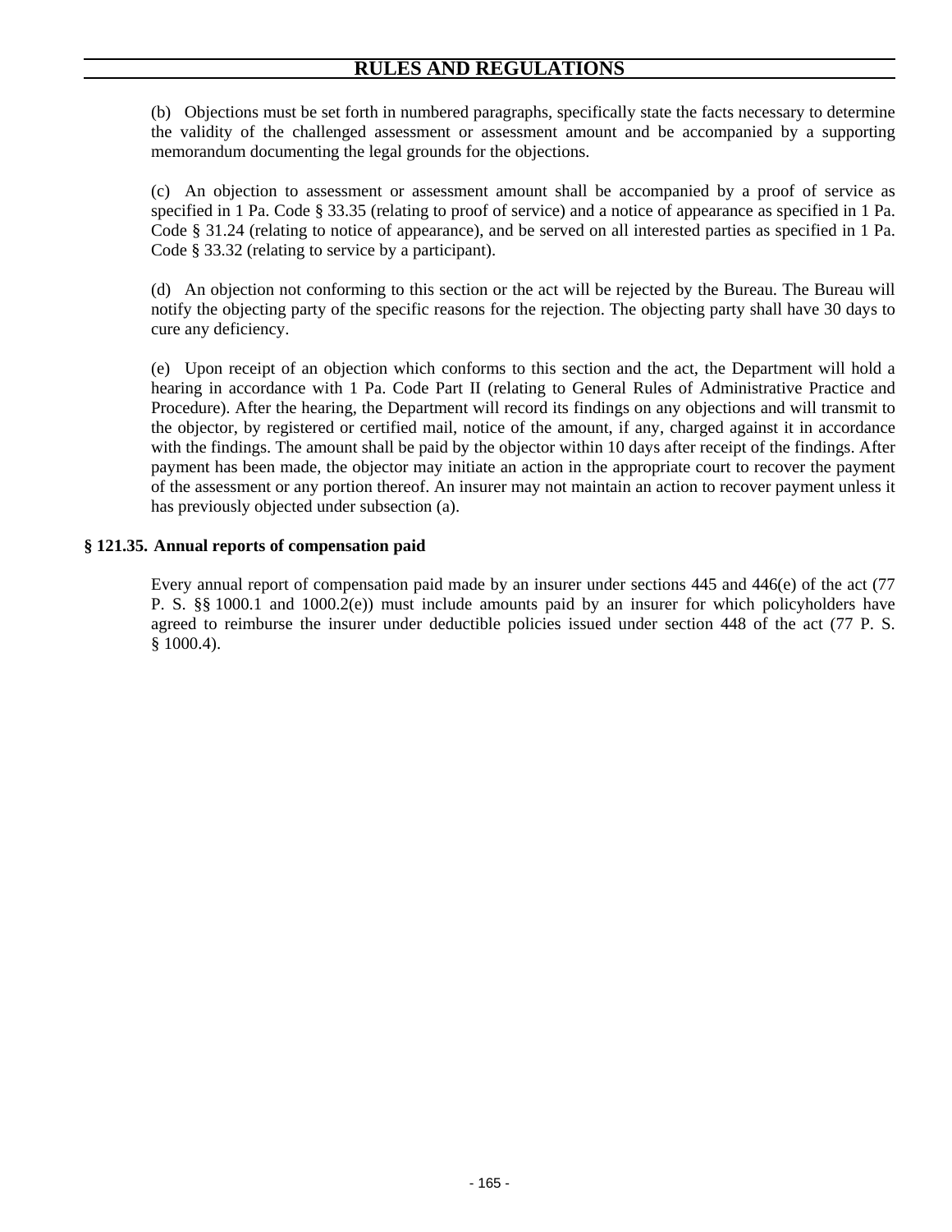(b) Objections must be set forth in numbered paragraphs, specifically state the facts necessary to determine the validity of the challenged assessment or assessment amount and be accompanied by a supporting memorandum documenting the legal grounds for the objections.

(c) An objection to assessment or assessment amount shall be accompanied by a proof of service as specified in 1 Pa. Code § 33.35 (relating to proof of service) and a notice of appearance as specified in 1 Pa. Code § 31.24 (relating to notice of appearance), and be served on all interested parties as specified in 1 Pa. Code § 33.32 (relating to service by a participant).

(d) An objection not conforming to this section or the act will be rejected by the Bureau. The Bureau will notify the objecting party of the specific reasons for the rejection. The objecting party shall have 30 days to cure any deficiency.

(e) Upon receipt of an objection which conforms to this section and the act, the Department will hold a hearing in accordance with 1 Pa. Code Part II (relating to General Rules of Administrative Practice and Procedure). After the hearing, the Department will record its findings on any objections and will transmit to the objector, by registered or certified mail, notice of the amount, if any, charged against it in accordance with the findings. The amount shall be paid by the objector within 10 days after receipt of the findings. After payment has been made, the objector may initiate an action in the appropriate court to recover the payment of the assessment or any portion thereof. An insurer may not maintain an action to recover payment unless it has previously objected under subsection (a).

### § 121.35. Annual reports of compensation paid

Every annual report of compensation paid made by an insurer under sections 445 and 446(e) of the act (77 P. S. §§ 1000.1 and 1000.2(e)) must include amounts paid by an insurer for which policyholders have agreed to reimburse the insurer under deductible policies issued under section 448 of the act (77 P. S. § 1000.4).